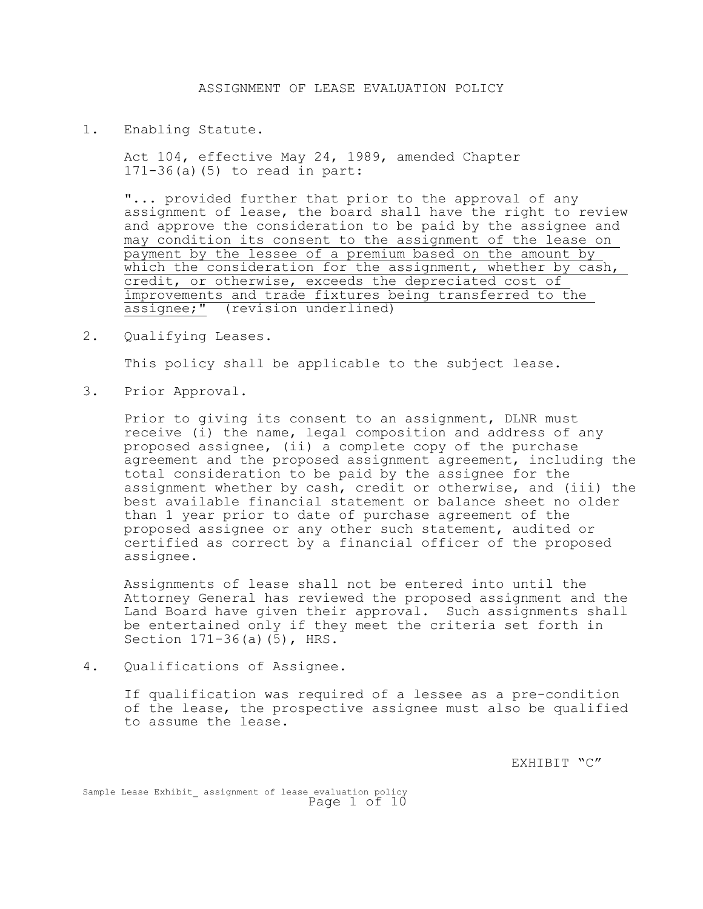# ASSIGNMENT OF LEASE EVALUATION POLICY

1. Enabling Statute.

   Act 104, effective May 24, 1989, amended Chapter 171-36(a)(5) to read in part:

   "... provided further that prior to the approval of any assignment of lease, the board shall have the right to review and approve the consideration to be paid by the assignee and <u>may condition its consent to the assignment of the lease on payment by the lessee of a premium based on the amount by which the consideration for the assignment, whether by cash, credit, or otherwise, exceeds the depreciated cost of improvements and trade fixtures being transferred to the assignee;"</u> (revision underlined)

2. Qualifying Leases.

   This policy shall be applicable to the subject lease.

3. Prior Approval.

   Prior to giving its consent to an assignment, DLNR must receive (i) the name, legal composition and address of any proposed assignee, (ii) a complete copy of the purchase agreement and the proposed assignment agreement, including the total consideration to be paid by the assignee for the assignment whether by cash, credit or otherwise, and (iii) the best available financial statement or balance sheet no older than 1 year prior to date of purchase agreement of the proposed assignee or any other such statement, audited or certified as correct by a financial officer of the proposed assignee.

   Assignments of lease shall not be entered into until the Attorney General has reviewed the proposed assignment and the Land Board have given their approval. Such assignments shall be entertained only if they meet the criteria set forth in Section 171-36(a)(5), HRS.

4. Qualifications of Assignee.

   If qualification was required of a lessee as a pre-condition of the lease, the prospective assignee must also be qualified to assume the lease.

EXHIBIT "C"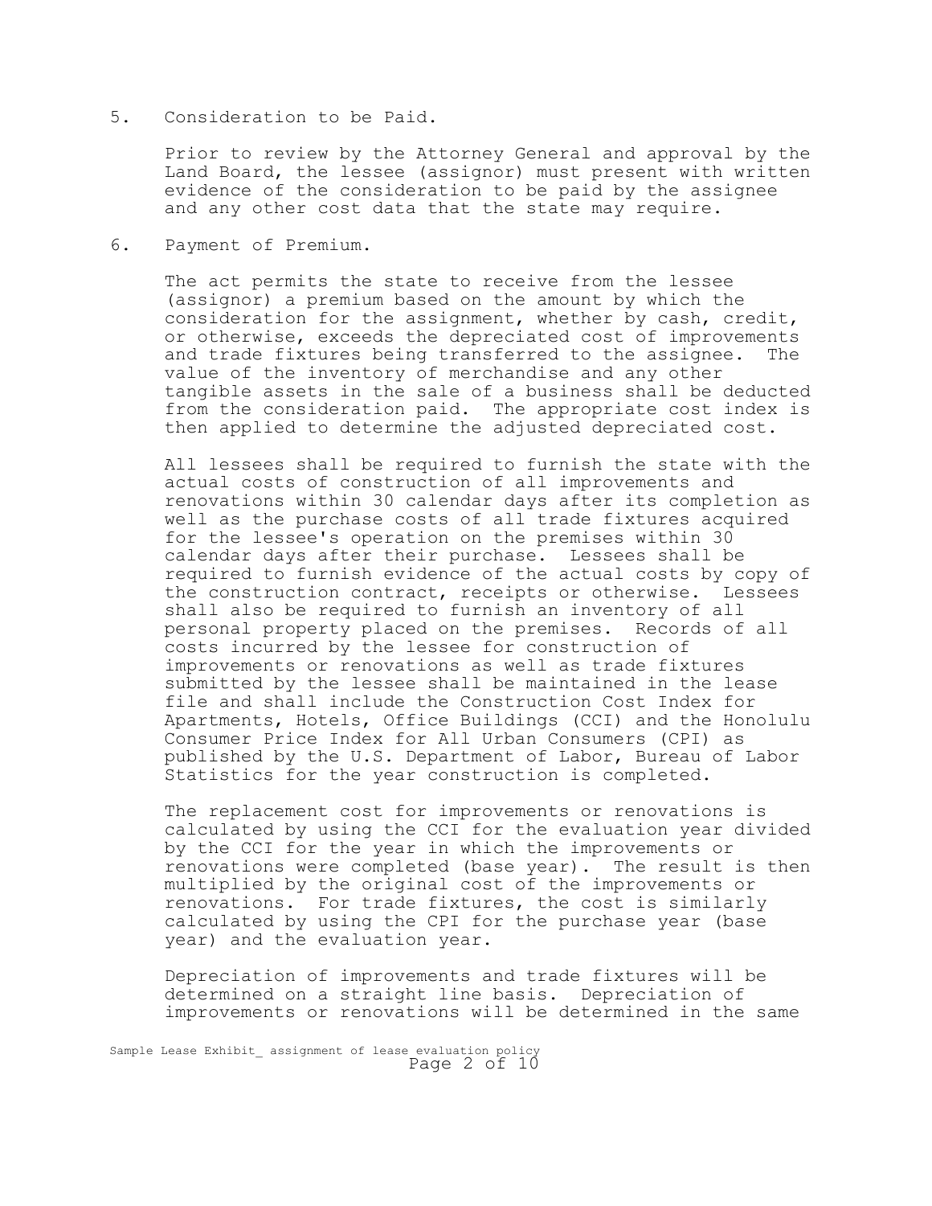5. Consideration to be Paid.

Prior to review by the Attorney General and approval by the Land Board, the lessee (assignor) must present with written evidence of the consideration to be paid by the assignee and any other cost data that the state may require.

6. Payment of Premium.

The act permits the state to receive from the lessee (assignor) a premium based on the amount by which the consideration for the assignment, whether by cash, credit, or otherwise, exceeds the depreciated cost of improvements and trade fixtures being transferred to the assignee. The value of the inventory of merchandise and any other tangible assets in the sale of a business shall be deducted from the consideration paid. The appropriate cost index is then applied to determine the adjusted depreciated cost.

All lessees shall be required to furnish the state with the actual costs of construction of all improvements and renovations within 30 calendar days after its completion as well as the purchase costs of all trade fixtures acquired for the lessee's operation on the premises within 30 calendar days after their purchase. Lessees shall be required to furnish evidence of the actual costs by copy of the construction contract, receipts or otherwise. Lessees shall also be required to furnish an inventory of all personal property placed on the premises. Records of all costs incurred by the lessee for construction of improvements or renovations as well as trade fixtures submitted by the lessee shall be maintained in the lease file and shall include the Construction Cost Index for Apartments, Hotels, Office Buildings (CCI) and the Honolulu Consumer Price Index for All Urban Consumers (CPI) as published by the U.S. Department of Labor, Bureau of Labor Statistics for the year construction is completed.

The replacement cost for improvements or renovations is calculated by using the CCI for the evaluation year divided by the CCI for the year in which the improvements or renovations were completed (base year). The result is then multiplied by the original cost of the improvements or renovations. For trade fixtures, the cost is similarly calculated by using the CPI for the purchase year (base year) and the evaluation year.

Depreciation of improvements and trade fixtures will be determined on a straight line basis. Depreciation of improvements or renovations will be determined in the same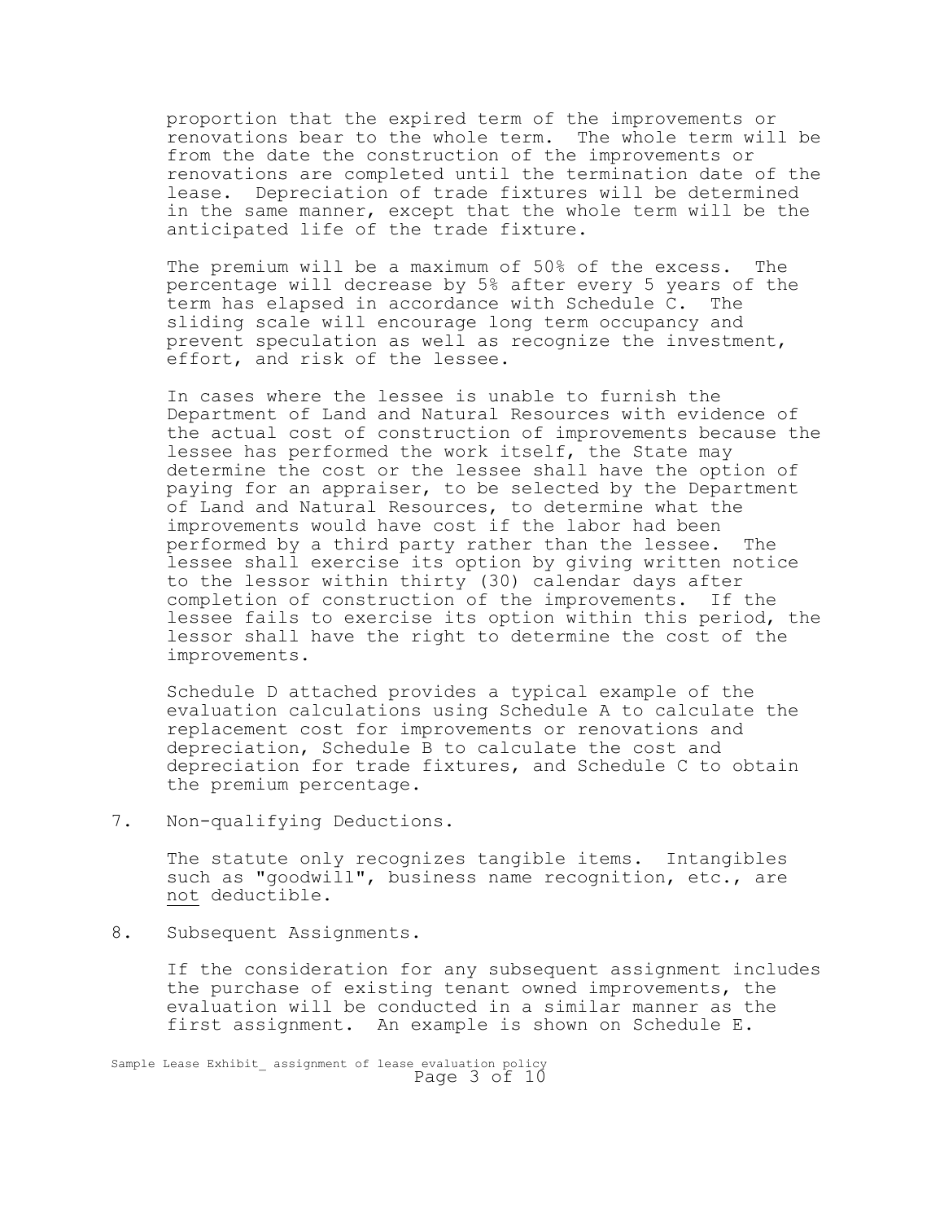proportion that the expired term of the improvements or renovations bear to the whole term. The whole term will be from the date the construction of the improvements or renovations are completed until the termination date of the lease. Depreciation of trade fixtures will be determined in the same manner, except that the whole term will be the anticipated life of the trade fixture.

The premium will be a maximum of 50% of the excess. The percentage will decrease by 5% after every 5 years of the term has elapsed in accordance with Schedule C. The sliding scale will encourage long term occupancy and prevent speculation as well as recognize the investment, effort, and risk of the lessee.

In cases where the lessee is unable to furnish the Department of Land and Natural Resources with evidence of the actual cost of construction of improvements because the lessee has performed the work itself, the State may determine the cost or the lessee shall have the option of paying for an appraiser, to be selected by the Department of Land and Natural Resources, to determine what the improvements would have cost if the labor had been performed by a third party rather than the lessee. The lessee shall exercise its option by giving written notice to the lessor within thirty (30) calendar days after completion of construction of the improvements. If the lessee fails to exercise its option within this period, the lessor shall have the right to determine the cost of the improvements.

Schedule D attached provides a typical example of the evaluation calculations using Schedule A to calculate the replacement cost for improvements or renovations and depreciation, Schedule B to calculate the cost and depreciation for trade fixtures, and Schedule C to obtain the premium percentage.

7. Non-qualifying Deductions.

   The statute only recognizes tangible items. Intangibles such as "goodwill", business name recognition, etc., are <u>not</u> deductible.

8. Subsequent Assignments.

   If the consideration for any subsequent assignment includes the purchase of existing tenant owned improvements, the evaluation will be conducted in a similar manner as the first assignment. An example is shown on Schedule E.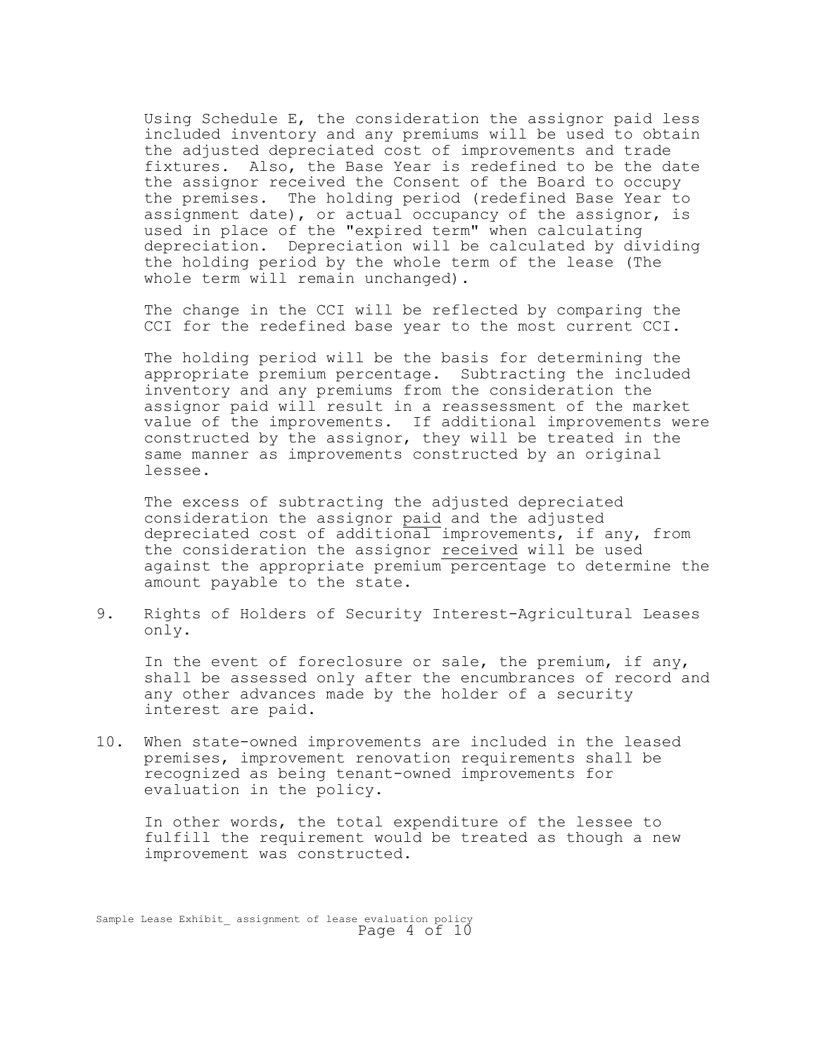Using Schedule E, the consideration the assignor paid less included inventory and any premiums will be used to obtain the adjusted depreciated cost of improvements and trade fixtures. Also, the Base Year is redefined to be the date the assignor received the Consent of the Board to occupy the premises. The holding period (redefined Base Year to assignment date), or actual occupancy of the assignor, is used in place of the "expired term" when calculating depreciation. Depreciation will be calculated by dividing the holding period by the whole term of the lease (The whole term will remain unchanged).

The change in the CCI will be reflected by comparing the CCI for the redefined base year to the most current CCI.

The holding period will be the basis for determining the appropriate premium percentage. Subtracting the included inventory and any premiums from the consideration the assignor paid will result in a reassessment of the market value of the improvements. If additional improvements were constructed by the assignor, they will be treated in the same manner as improvements constructed by an original lessee.

The excess of subtracting the adjusted depreciated consideration the assignor <u>paid</u> and the adjusted depreciated cost of additional improvements, if any, from the consideration the assignor <u>received</u> will be used against the appropriate premium percentage to determine the amount payable to the state.

9. Rights of Holders of Security Interest-Agricultural Leases only.

   In the event of foreclosure or sale, the premium, if any, shall be assessed only after the encumbrances of record and any other advances made by the holder of a security interest are paid.

10. When state-owned improvements are included in the leased premises, improvement renovation requirements shall be recognized as being tenant-owned improvements for evaluation in the policy.

    In other words, the total expenditure of the lessee to fulfill the requirement would be treated as though a new improvement was constructed.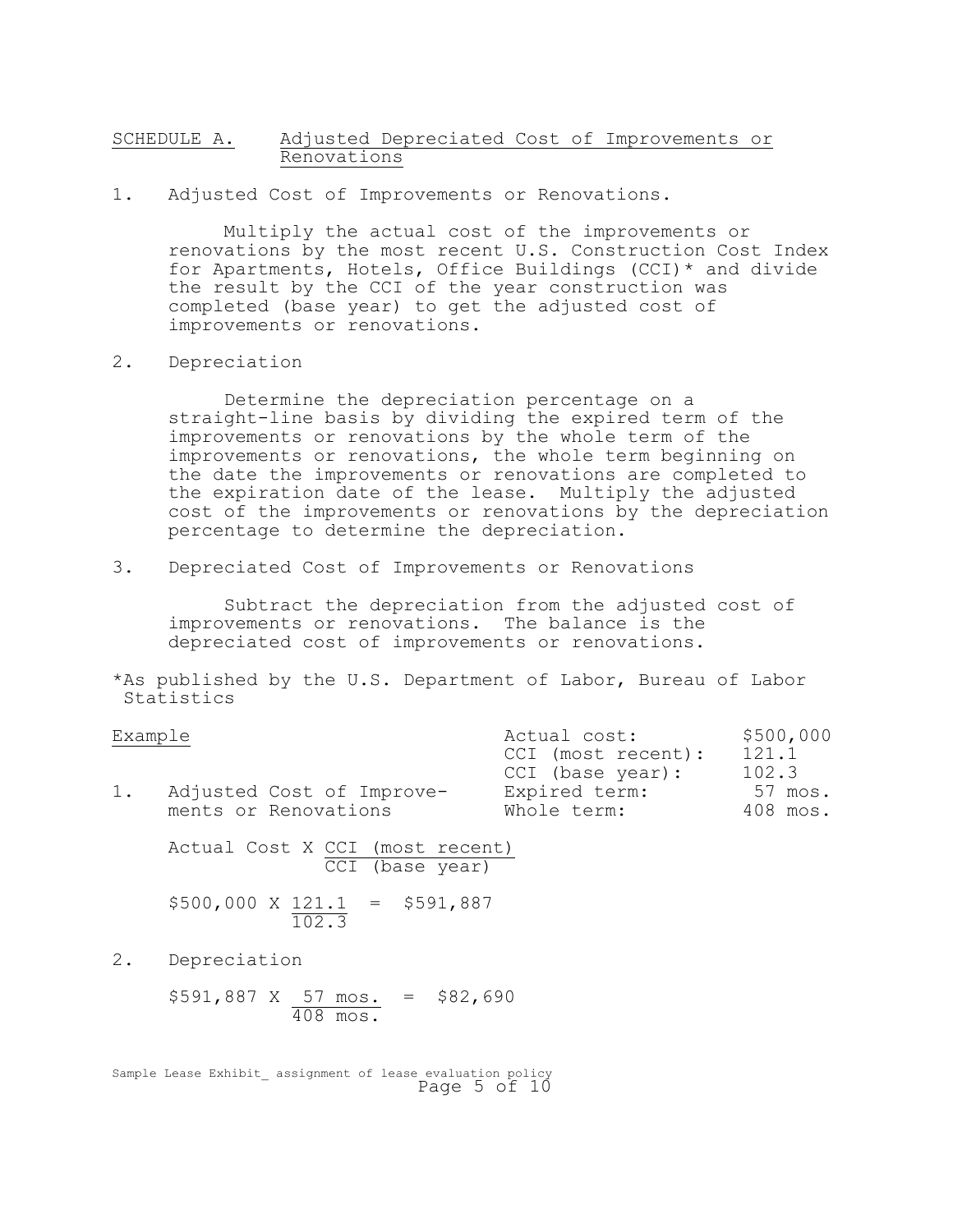## SCHEDULE A. Adjusted Depreciated Cost of Improvements or Renovations

1. Adjusted Cost of Improvements or Renovations.

   Multiply the actual cost of the improvements or renovations by the most recent U.S. Construction Cost Index for Apartments, Hotels, Office Buildings (CCI)* and divide the result by the CCI of the year construction was completed (base year) to get the adjusted cost of improvements or renovations.

2. Depreciation

   Determine the depreciation percentage on a straight-line basis by dividing the expired term of the improvements or renovations by the whole term of the improvements or renovations, the whole term beginning on the date the improvements or renovations are completed to the expiration date of the lease. Multiply the adjusted cost of the improvements or renovations by the depreciation percentage to determine the depreciation.

3. Depreciated Cost of Improvements or Renovations

   Subtract the depreciation from the adjusted cost of improvements or renovations. The balance is the depreciated cost of improvements or renovations.

*As published by the U.S. Department of Labor, Bureau of Labor Statistics

**Example**

| | |
|---|---|
| Actual cost: | $500,000 |
| CCI (most recent): | 121.1 |
| CCI (base year): | 102.3 |
| Expired term: | 57 mos. |
| Whole term: | 408 mos. |

1. Adjusted Cost of Improvements or Renovations

   $$\text{Actual Cost} \times \frac{\text{CCI (most recent)}}{\text{CCI (base year)}}$$

   $$\$500{,}000 \times \frac{121.1}{102.3} = \$591{,}887$$

2. Depreciation

   $$\$591{,}887 \times \frac{57 \text{ mos.}}{408 \text{ mos.}} = \$82{,}690$$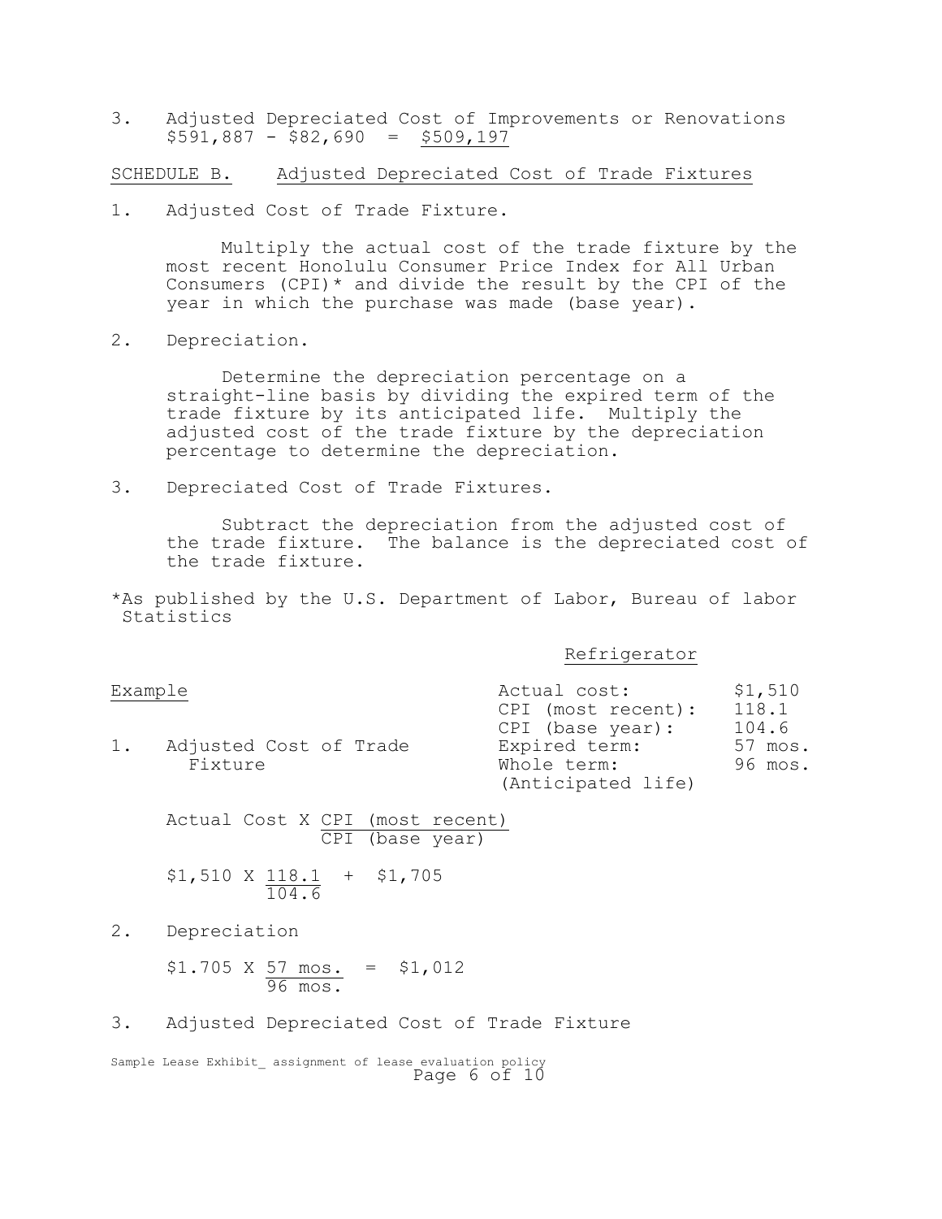3. Adjusted Depreciated Cost of Improvements or Renovations
   $591,887 - $82,690 = <u>$509,197</u>

<u>SCHEDULE B.</u> <u>Adjusted Depreciated Cost of Trade Fixtures</u>

1. Adjusted Cost of Trade Fixture.

   Multiply the actual cost of the trade fixture by the most recent Honolulu Consumer Price Index for All Urban Consumers (CPI)* and divide the result by the CPI of the year in which the purchase was made (base year).

2. Depreciation.

   Determine the depreciation percentage on a straight-line basis by dividing the expired term of the trade fixture by its anticipated life. Multiply the adjusted cost of the trade fixture by the depreciation percentage to determine the depreciation.

3. Depreciated Cost of Trade Fixtures.

   Subtract the depreciation from the adjusted cost of the trade fixture. The balance is the depreciated cost of the trade fixture.

*As published by the U.S. Department of Labor, Bureau of labor Statistics

<u>Refrigerator</u>

| | |
|---|---|
| Actual cost: | $1,510 |
| CPI (most recent): | 118.1 |
| CPI (base year): | 104.6 |
| Expired term: | 57 mos. |
| Whole term: (Anticipated life) | 96 mos. |

<u>Example</u>

1. Adjusted Cost of Trade Fixture

   $$\text{Actual Cost X } \frac{\text{CPI (most recent)}}{\text{CPI (base year)}}$$

   $$\$1,510 \text{ X } \frac{118.1}{104.6} + \$1,705$$

2. Depreciation

   $$\$1.705 \text{ X } \frac{57 \text{ mos.}}{96 \text{ mos.}} = \$1,012$$

3. Adjusted Depreciated Cost of Trade Fixture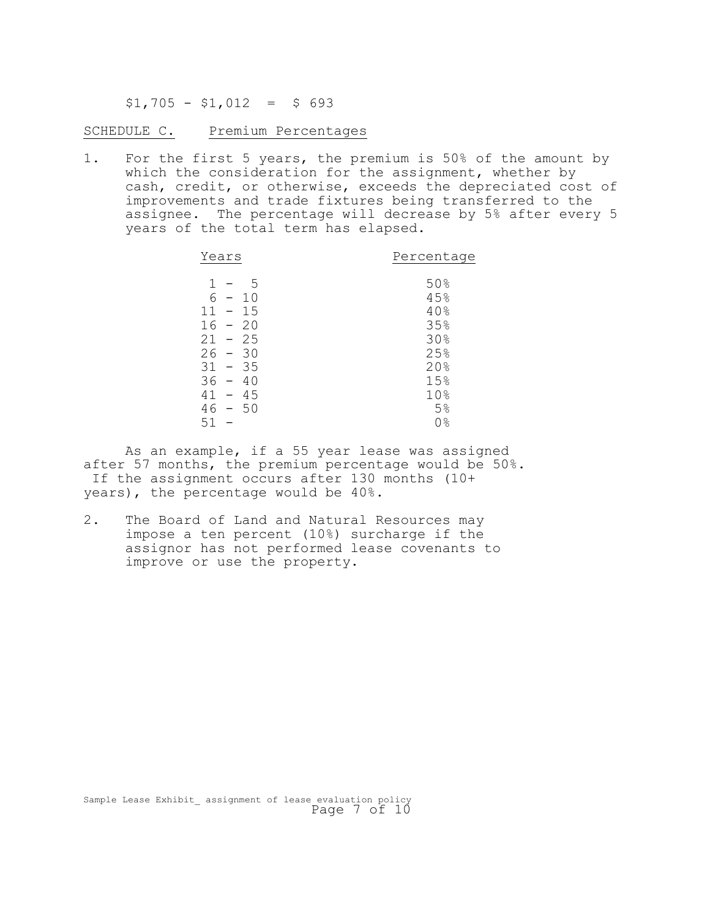$1,705 - $1,012 = $ 693

SCHEDULE C. Premium Percentages

1. For the first 5 years, the premium is 50% of the amount by which the consideration for the assignment, whether by cash, credit, or otherwise, exceeds the depreciated cost of improvements and trade fixtures being transferred to the assignee. The percentage will decrease by 5% after every 5 years of the total term has elapsed.

| Years | Percentage |
|---|---|
| 1 - 5 | 50% |
| 6 - 10 | 45% |
| 11 - 15 | 40% |
| 16 - 20 | 35% |
| 21 - 25 | 30% |
| 26 - 30 | 25% |
| 31 - 35 | 20% |
| 36 - 40 | 15% |
| 41 - 45 | 10% |
| 46 - 50 | 5% |
| 51 - | 0% |

As an example, if a 55 year lease was assigned after 57 months, the premium percentage would be 50%. If the assignment occurs after 130 months (10+ years), the percentage would be 40%.

2. The Board of Land and Natural Resources may impose a ten percent (10%) surcharge if the assignor has not performed lease covenants to improve or use the property.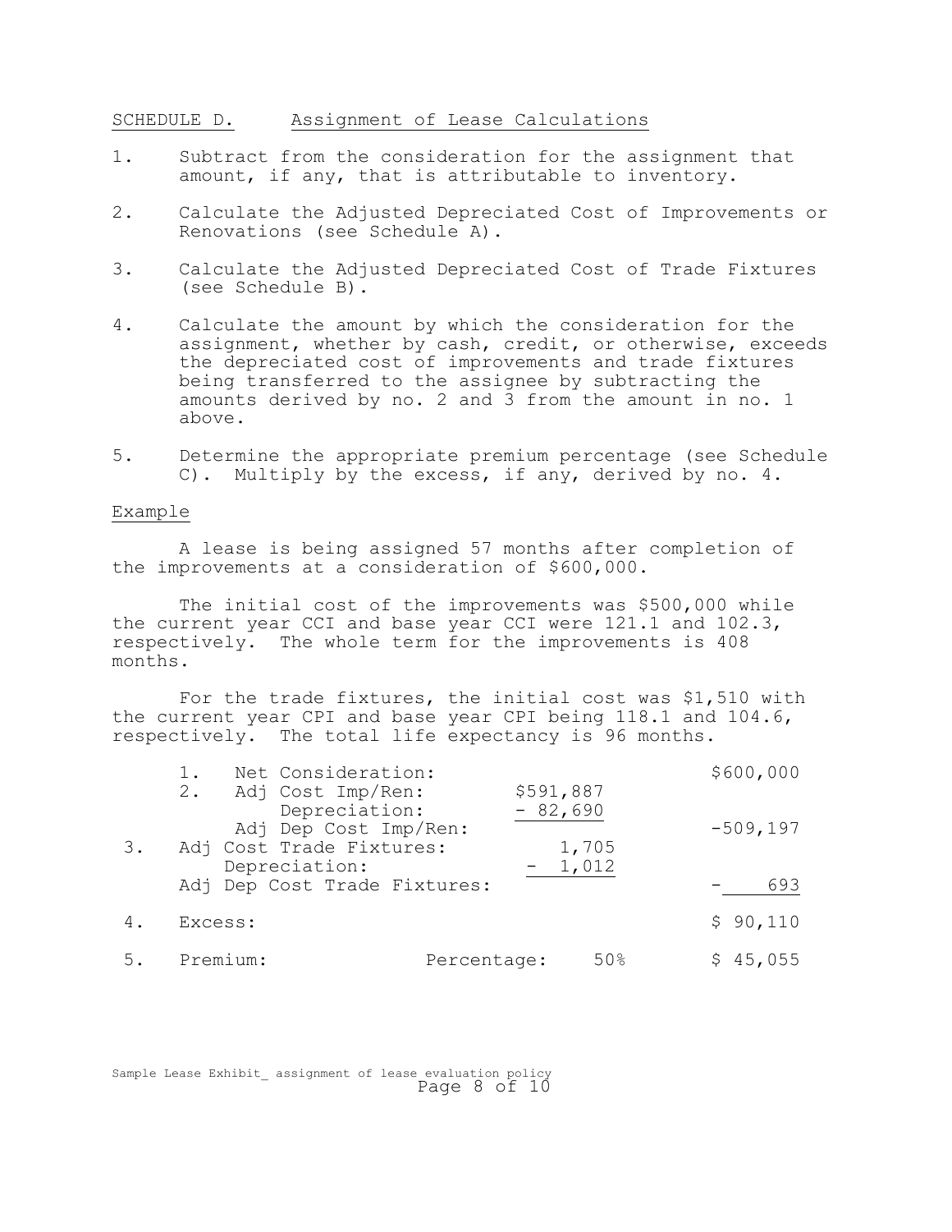SCHEDULE D. Assignment of Lease Calculations

1. Subtract from the consideration for the assignment that amount, if any, that is attributable to inventory.

2. Calculate the Adjusted Depreciated Cost of Improvements or Renovations (see Schedule A).

3. Calculate the Adjusted Depreciated Cost of Trade Fixtures (see Schedule B).

4. Calculate the amount by which the consideration for the assignment, whether by cash, credit, or otherwise, exceeds the depreciated cost of improvements and trade fixtures being transferred to the assignee by subtracting the amounts derived by no. 2 and 3 from the amount in no. 1 above.

5. Determine the appropriate premium percentage (see Schedule C). Multiply by the excess, if any, derived by no. 4.

Example

A lease is being assigned 57 months after completion of the improvements at a consideration of $600,000.

The initial cost of the improvements was $500,000 while the current year CCI and base year CCI were 121.1 and 102.3, respectively. The whole term for the improvements is 408 months.

For the trade fixtures, the initial cost was $1,510 with the current year CPI and base year CPI being 118.1 and 104.6, respectively. The total life expectancy is 96 months.

| | | | |
|---|---|---|---|
| 1. | Net Consideration: | | $600,000 |
| 2. | Adj Cost Imp/Ren: | $591,887 | |
| | Depreciation: | - 82,690 | |
| | Adj Dep Cost Imp/Ren: | | -509,197 |
| 3. | Adj Cost Trade Fixtures: | 1,705 | |
| | Depreciation: | - 1,012 | |
| | Adj Dep Cost Trade Fixtures: | | - 693 |
| 4. | Excess: | | $ 90,110 |
| 5. | Premium: | Percentage: 50% | $ 45,055 |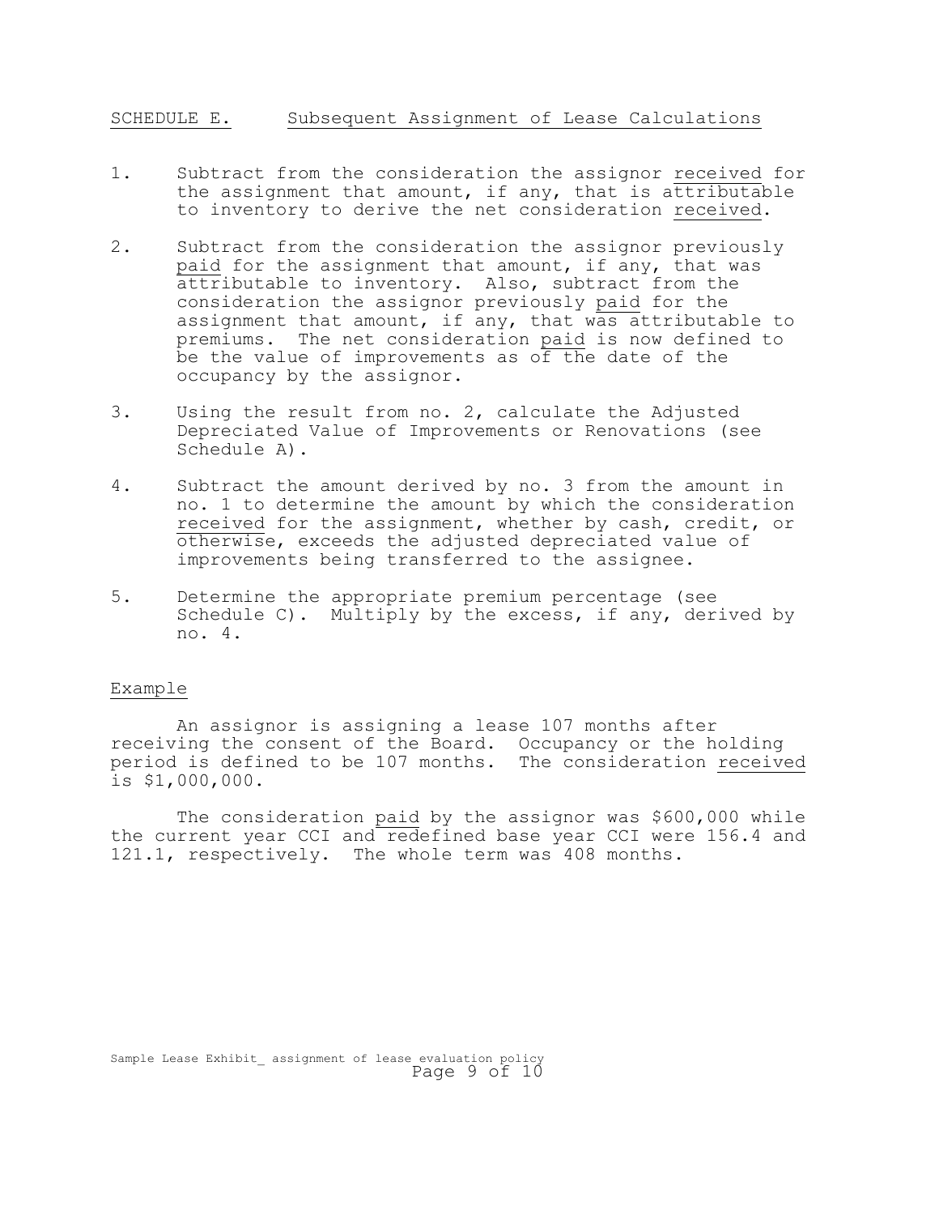## SCHEDULE E. Subsequent Assignment of Lease Calculations

1. Subtract from the consideration the assignor received for the assignment that amount, if any, that is attributable to inventory to derive the net consideration received.

2. Subtract from the consideration the assignor previously paid for the assignment that amount, if any, that was attributable to inventory. Also, subtract from the consideration the assignor previously paid for the assignment that amount, if any, that was attributable to premiums. The net consideration paid is now defined to be the value of improvements as of the date of the occupancy by the assignor.

3. Using the result from no. 2, calculate the Adjusted Depreciated Value of Improvements or Renovations (see Schedule A).

4. Subtract the amount derived by no. 3 from the amount in no. 1 to determine the amount by which the consideration received for the assignment, whether by cash, credit, or otherwise, exceeds the adjusted depreciated value of improvements being transferred to the assignee.

5. Determine the appropriate premium percentage (see Schedule C). Multiply by the excess, if any, derived by no. 4.

### Example

An assignor is assigning a lease 107 months after receiving the consent of the Board. Occupancy or the holding period is defined to be 107 months. The consideration received is $1,000,000.

The consideration paid by the assignor was $600,000 while the current year CCI and redefined base year CCI were 156.4 and 121.1, respectively. The whole term was 408 months.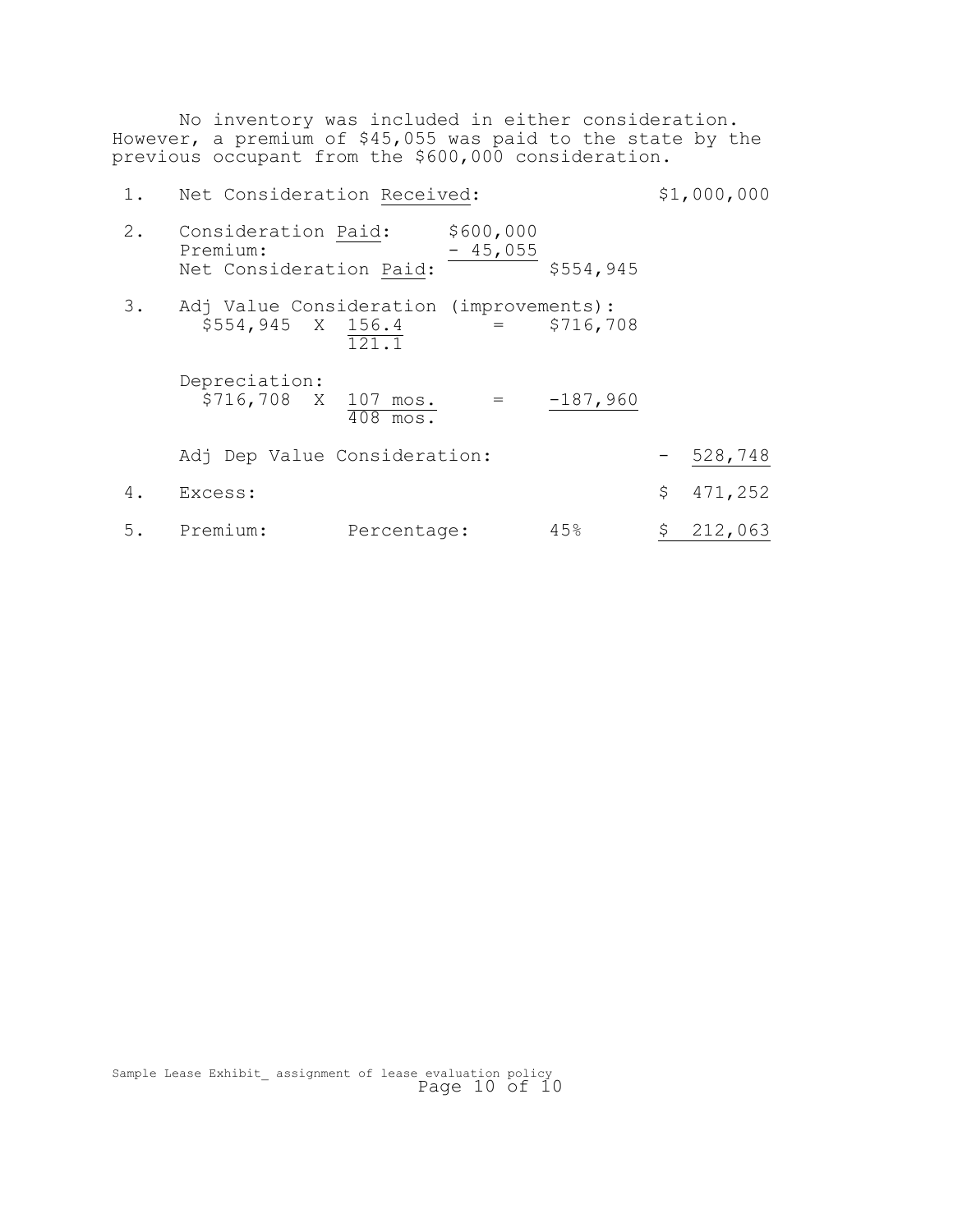No inventory was included in either consideration. However, a premium of $45,055 was paid to the state by the previous occupant from the $600,000 consideration.

| | | | | | |
|---|---|---|---|---|---|
| 1. | Net Consideration Received: | | | | $1,000,000 |
| 2. | Consideration Paid: | $600,000 | | | |
| | Premium: | - 45,055 | | | |
| | Net Consideration Paid: | | $554,945 | | |
| 3. | Adj Value Consideration (improvements): | | | | |
| | $554,945 X $\frac{156.4}{121.1}$ | = | $716,708 | | |
| | Depreciation: | | | | |
| | $716,708 X $\frac{107 \text{ mos.}}{408 \text{ mos.}}$ | = | -187,960 | | |
| | Adj Dep Value Consideration: | | | | - 528,748 |
| 4. | Excess: | | | | $ 471,252 |
| 5. | Premium: | Percentage: | 45% | | $ 212,063 |